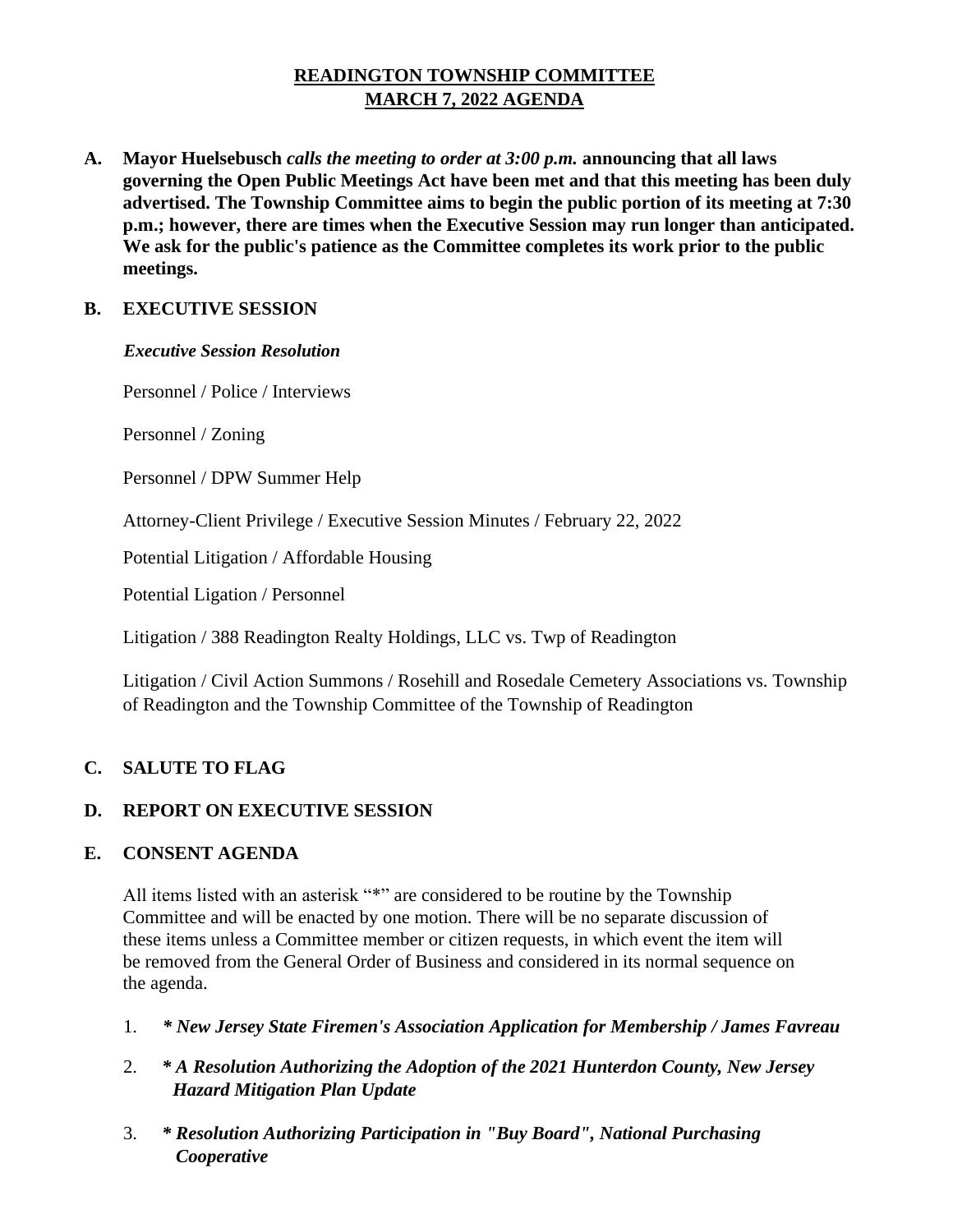# READINGTON TOWNSHIP COMMITTEE
# MARCH 7, 2022 AGENDA

**A. Mayor Huelsebusch** ***calls the meeting to order at 3:00 p.m.*** **announcing that all laws governing the Open Public Meetings Act have been met and that this meeting has been duly advertised. The Township Committee aims to begin the public portion of its meeting at 7:30 p.m.; however, there are times when the Executive Session may run longer than anticipated. We ask for the public's patience as the Committee completes its work prior to the public meetings.**

## B. EXECUTIVE SESSION

***Executive Session Resolution***

Personnel / Police / Interviews

Personnel / Zoning

Personnel / DPW Summer Help

Attorney-Client Privilege / Executive Session Minutes / February 22, 2022

Potential Litigation / Affordable Housing

Potential Ligation / Personnel

Litigation / 388 Readington Realty Holdings, LLC vs. Twp of Readington

Litigation / Civil Action Summons / Rosehill and Rosedale Cemetery Associations vs. Township of Readington and the Township Committee of the Township of Readington

## C. SALUTE TO FLAG

## D. REPORT ON EXECUTIVE SESSION

## E. CONSENT AGENDA

All items listed with an asterisk "*" are considered to be routine by the Township Committee and will be enacted by one motion. There will be no separate discussion of these items unless a Committee member or citizen requests, in which event the item will be removed from the General Order of Business and considered in its normal sequence on the agenda.

1. ***\* New Jersey State Firemen's Association Application for Membership / James Favreau***
2. ***\* A Resolution Authorizing the Adoption of the 2021 Hunterdon County, New Jersey Hazard Mitigation Plan Update***
3. ***\* Resolution Authorizing Participation in "Buy Board", National Purchasing Cooperative***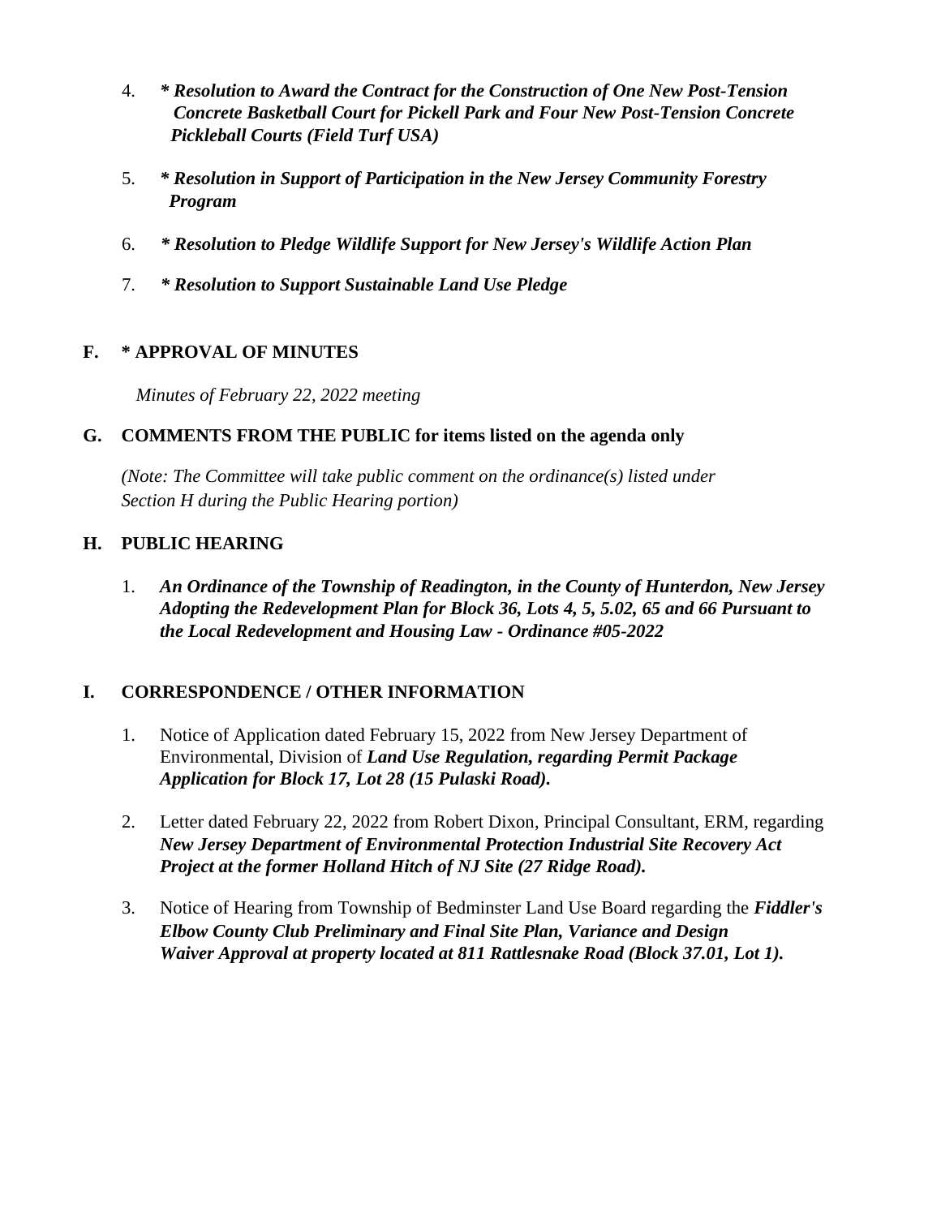4. ***\* Resolution to Award the Contract for the Construction of One New Post-Tension Concrete Basketball Court for Pickell Park and Four New Post-Tension Concrete Pickleball Courts (Field Turf USA)***

5. ***\* Resolution in Support of Participation in the New Jersey Community Forestry Program***

6. ***\* Resolution to Pledge Wildlife Support for New Jersey's Wildlife Action Plan***

7. ***\* Resolution to Support Sustainable Land Use Pledge***

## F. * APPROVAL OF MINUTES

*Minutes of February 22, 2022 meeting*

## G. COMMENTS FROM THE PUBLIC for items listed on the agenda only

*(Note: The Committee will take public comment on the ordinance(s) listed under Section H during the Public Hearing portion)*

## H. PUBLIC HEARING

1. ***An Ordinance of the Township of Readington, in the County of Hunterdon, New Jersey Adopting the Redevelopment Plan for Block 36, Lots 4, 5, 5.02, 65 and 66 Pursuant to the Local Redevelopment and Housing Law - Ordinance #05-2022***

## I. CORRESPONDENCE / OTHER INFORMATION

1. Notice of Application dated February 15, 2022 from New Jersey Department of Environmental, Division of ***Land Use Regulation, regarding Permit Package Application for Block 17, Lot 28 (15 Pulaski Road).***

2. Letter dated February 22, 2022 from Robert Dixon, Principal Consultant, ERM, regarding ***New Jersey Department of Environmental Protection Industrial Site Recovery Act Project at the former Holland Hitch of NJ Site (27 Ridge Road).***

3. Notice of Hearing from Township of Bedminster Land Use Board regarding the ***Fiddler's Elbow County Club Preliminary and Final Site Plan, Variance and Design Waiver Approval at property located at 811 Rattlesnake Road (Block 37.01, Lot 1).***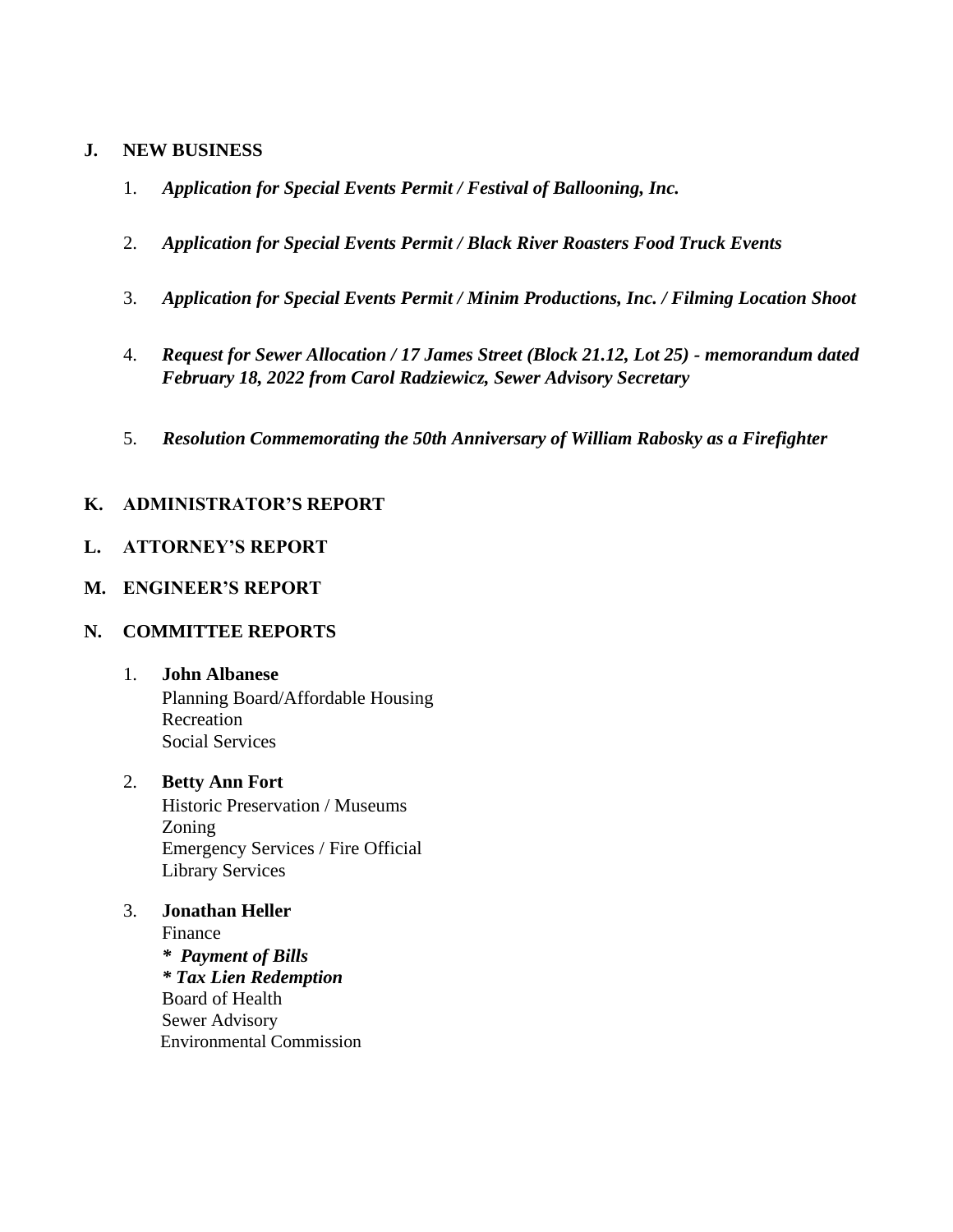## J. NEW BUSINESS

1. ***Application for Special Events Permit / Festival of Ballooning, Inc.***

2. ***Application for Special Events Permit / Black River Roasters Food Truck Events***

3. ***Application for Special Events Permit / Minim Productions, Inc. / Filming Location Shoot***

4. ***Request for Sewer Allocation / 17 James Street (Block 21.12, Lot 25) - memorandum dated February 18, 2022 from Carol Radziewicz, Sewer Advisory Secretary***

5. ***Resolution Commemorating the 50th Anniversary of William Rabosky as a Firefighter***

## K. ADMINISTRATOR'S REPORT

## L. ATTORNEY'S REPORT

## M. ENGINEER'S REPORT

## N. COMMITTEE REPORTS

1. **John Albanese**
   Planning Board/Affordable Housing
   Recreation
   Social Services

2. **Betty Ann Fort**
   Historic Preservation / Museums
   Zoning
   Emergency Services / Fire Official
   Library Services

3. **Jonathan Heller**
   Finance
   ***\*  Payment of Bills***
   ***\* Tax Lien Redemption***
   Board of Health
   Sewer Advisory
   Environmental Commission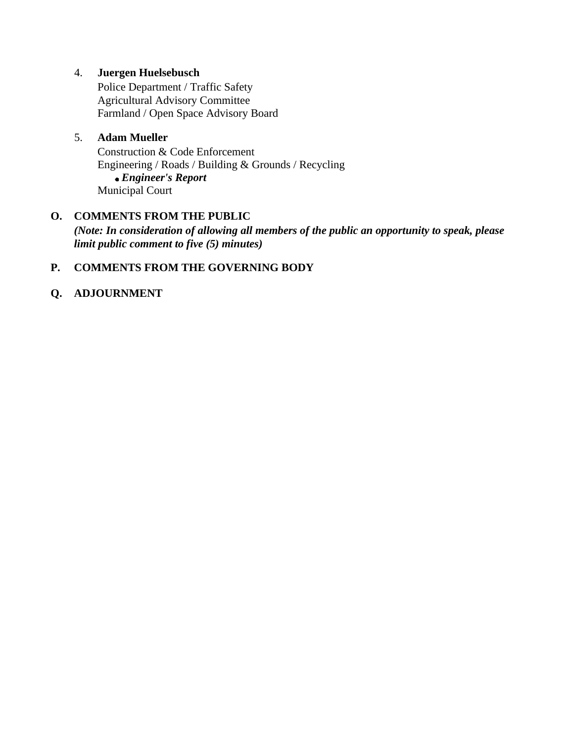4. **Juergen Huelsebusch**
   Police Department / Traffic Safety
   Agricultural Advisory Committee
   Farmland / Open Space Advisory Board

5. **Adam Mueller**
   Construction & Code Enforcement
   Engineering / Roads / Building & Grounds / Recycling
   - ***Engineer's Report***

   Municipal Court

**O. COMMENTS FROM THE PUBLIC**
***(Note: In consideration of allowing all members of the public an opportunity to speak, please limit public comment to five (5) minutes)***

**P. COMMENTS FROM THE GOVERNING BODY**

**Q. ADJOURNMENT**